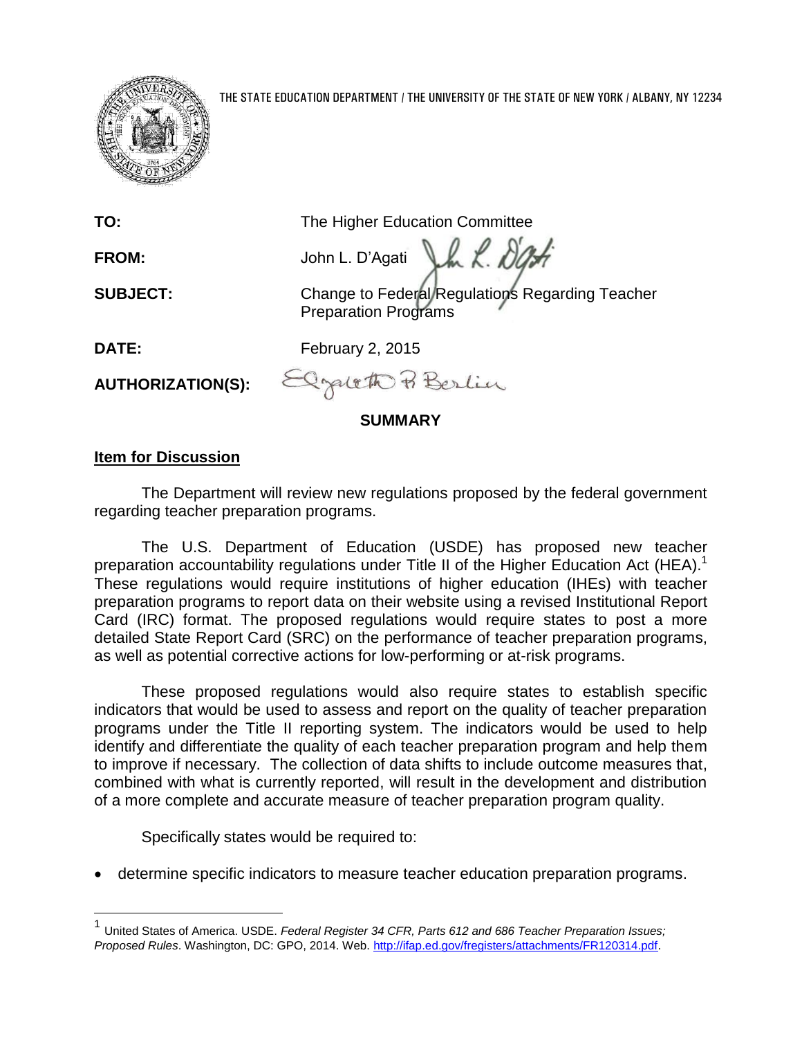THE STATE EDUCATION DEPARTMENT / THE UNIVERSITY OF THE STATE OF NEW YORK / ALBANY, NY 12234

**TO:** The Higher Education Committee

**FROM:** John L. D'Agati

**SUBJECT:** Change to Federal Regulations Regarding Teacher Preparation Programs

**DATE:** February 2, 2015

**AUTHORIZATION(S):**

## SUMMARY

### Item for Discussion

The Department will review new regulations proposed by the federal government regarding teacher preparation programs.

The U.S. Department of Education (USDE) has proposed new teacher preparation accountability regulations under Title II of the Higher Education Act (HEA).[1] These regulations would require institutions of higher education (IHEs) with teacher preparation programs to report data on their website using a revised Institutional Report Card (IRC) format. The proposed regulations would require states to post a more detailed State Report Card (SRC) on the performance of teacher preparation programs, as well as potential corrective actions for low-performing or at-risk programs.

These proposed regulations would also require states to establish specific indicators that would be used to assess and report on the quality of teacher preparation programs under the Title II reporting system. The indicators would be used to help identify and differentiate the quality of each teacher preparation program and help them to improve if necessary. The collection of data shifts to include outcome measures that, combined with what is currently reported, will result in the development and distribution of a more complete and accurate measure of teacher preparation program quality.

Specifically states would be required to:

- determine specific indicators to measure teacher education preparation programs.

---

[1] United States of America. USDE. *Federal Register 34 CFR, Parts 612 and 686 Teacher Preparation Issues; Proposed Rules*. Washington, DC: GPO, 2014. Web. http://ifap.ed.gov/fregisters/attachments/FR120314.pdf.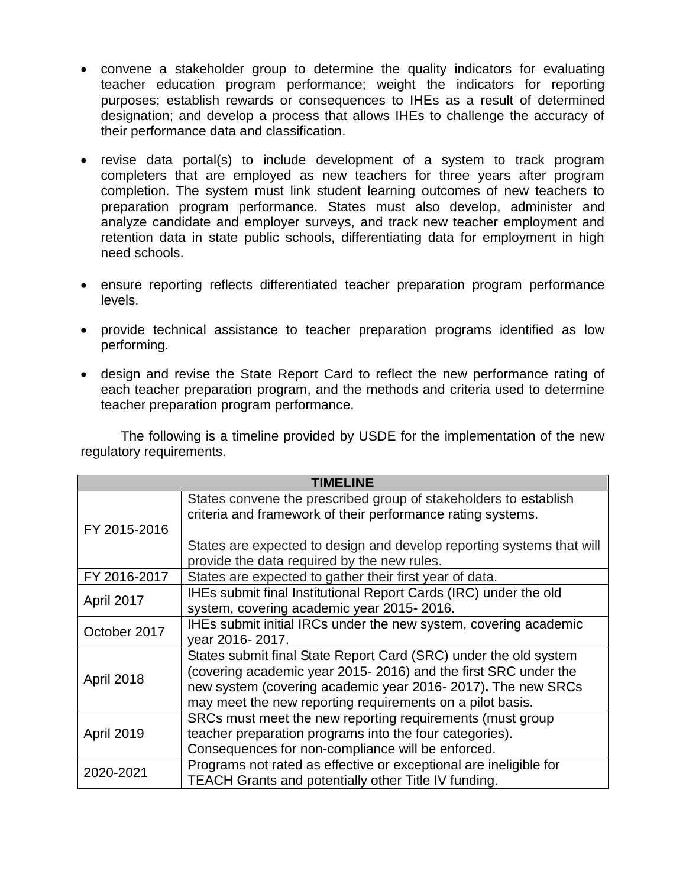- convene a stakeholder group to determine the quality indicators for evaluating teacher education program performance; weight the indicators for reporting purposes; establish rewards or consequences to IHEs as a result of determined designation; and develop a process that allows IHEs to challenge the accuracy of their performance data and classification.

- revise data portal(s) to include development of a system to track program completers that are employed as new teachers for three years after program completion. The system must link student learning outcomes of new teachers to preparation program performance. States must also develop, administer and analyze candidate and employer surveys, and track new teacher employment and retention data in state public schools, differentiating data for employment in high need schools.

- ensure reporting reflects differentiated teacher preparation program performance levels.

- provide technical assistance to teacher preparation programs identified as low performing.

- design and revise the State Report Card to reflect the new performance rating of each teacher preparation program, and the methods and criteria used to determine teacher preparation program performance.

The following is a timeline provided by USDE for the implementation of the new regulatory requirements.

| TIMELINE | |
|---|---|
| FY 2015-2016 | States convene the prescribed group of stakeholders to establish criteria and framework of their performance rating systems.<br><br>States are expected to design and develop reporting systems that will provide the data required by the new rules. |
| FY 2016-2017 | States are expected to gather their first year of data. |
| April 2017 | IHEs submit final Institutional Report Cards (IRC) under the old system, covering academic year 2015- 2016. |
| October 2017 | IHEs submit initial IRCs under the new system, covering academic year 2016- 2017. |
| April 2018 | States submit final State Report Card (SRC) under the old system (covering academic year 2015- 2016) and the first SRC under the new system (covering academic year 2016- 2017)**.** The new SRCs may meet the new reporting requirements on a pilot basis. |
| April 2019 | SRCs must meet the new reporting requirements (must group teacher preparation programs into the four categories). Consequences for non-compliance will be enforced. |
| 2020-2021 | Programs not rated as effective or exceptional are ineligible for TEACH Grants and potentially other Title IV funding. |